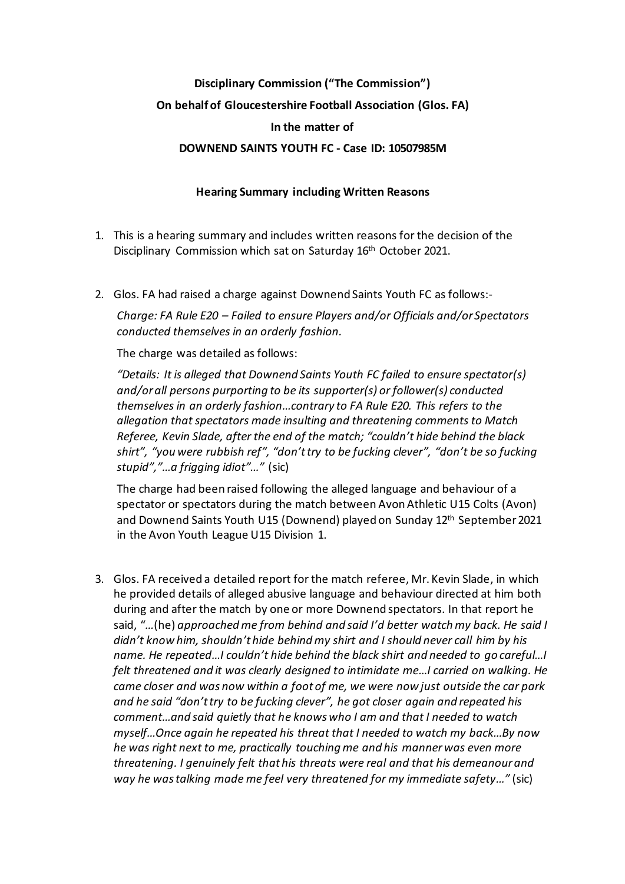**Disciplinary Commission ("The Commission")**

**On behalf of Gloucestershire Football Association (Glos. FA)**

**In the matter of**

**DOWNEND SAINTS YOUTH FC - Case ID: 10507985M**

**Hearing Summary including Written Reasons**

1. This is a hearing summary and includes written reasons for the decision of the Disciplinary Commission which sat on Saturday 16th October 2021.

2. Glos. FA had raised a charge against Downend Saints Youth FC as follows:-

   *Charge: FA Rule E20 – Failed to ensure Players and/or Officials and/or Spectators conducted themselves in an orderly fashion.*

   The charge was detailed as follows:

   *"Details: It is alleged that Downend Saints Youth FC failed to ensure spectator(s) and/or all persons purporting to be its supporter(s) or follower(s) conducted themselves in an orderly fashion…contrary to FA Rule E20. This refers to the allegation that spectators made insulting and threatening comments to Match Referee, Kevin Slade, after the end of the match; "couldn't hide behind the black shirt", "you were rubbish ref", "don't try to be fucking clever", "don't be so fucking stupid","…a frigging idiot"…"* (sic)

   The charge had been raised following the alleged language and behaviour of a spectator or spectators during the match between Avon Athletic U15 Colts (Avon) and Downend Saints Youth U15 (Downend) played on Sunday 12th September 2021 in the Avon Youth League U15 Division 1.

3. Glos. FA received a detailed report for the match referee, Mr. Kevin Slade, in which he provided details of alleged abusive language and behaviour directed at him both during and after the match by one or more Downend spectators. In that report he said, "…(he) *approached me from behind and said I'd better watch my back. He said I didn't know him, shouldn't hide behind my shirt and I should never call him by his name. He repeated…I couldn't hide behind the black shirt and needed to go careful…I felt threatened and it was clearly designed to intimidate me…I carried on walking. He came closer and was now within a foot of me, we were now just outside the car park and he said "don't try to be fucking clever", he got closer again and repeated his comment…and said quietly that he knows who I am and that I needed to watch myself…Once again he repeated his threat that I needed to watch my back…By now he was right next to me, practically touching me and his manner was even more threatening. I genuinely felt that his threats were real and that his demeanour and way he was talking made me feel very threatened for my immediate safety…"* (sic)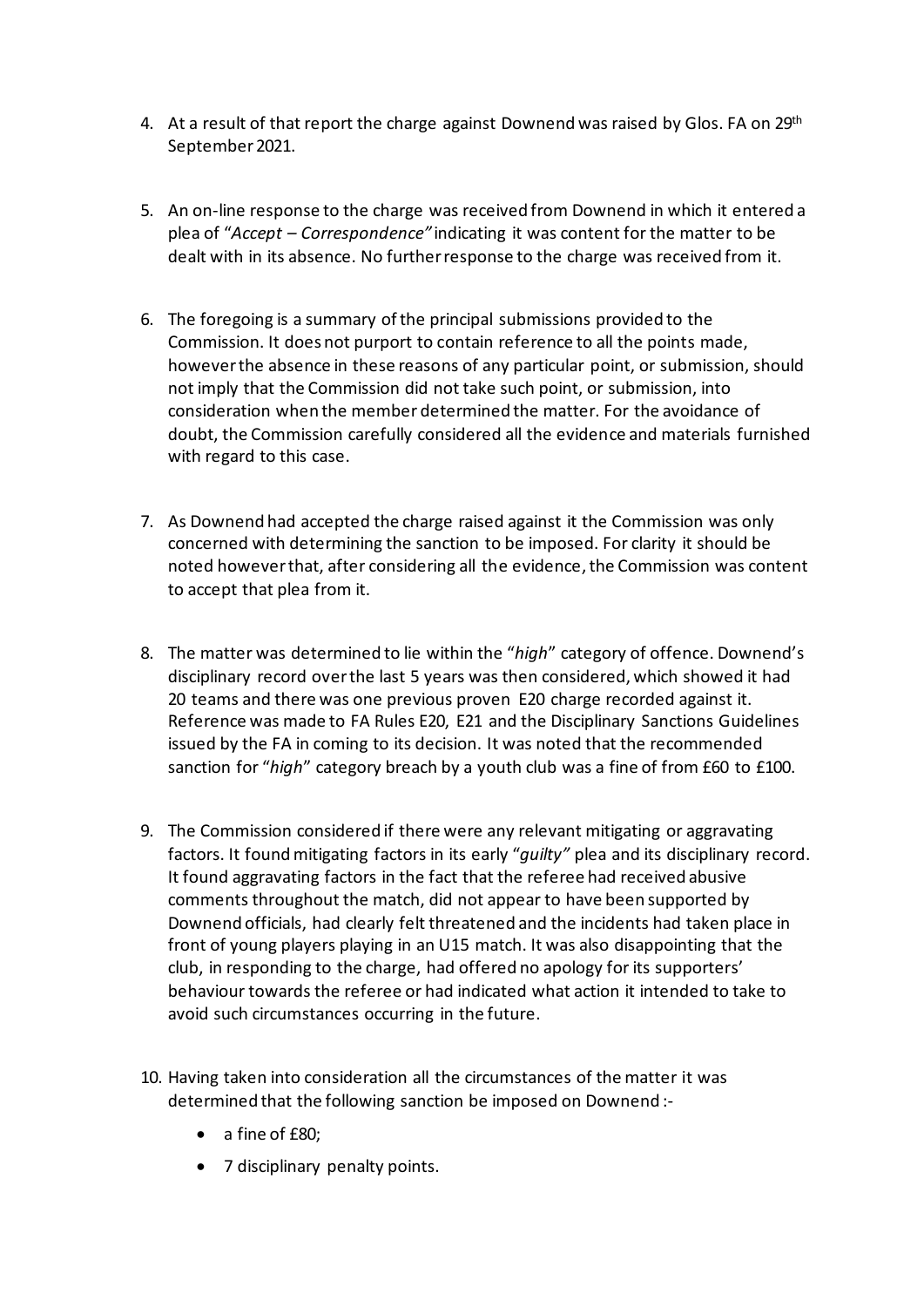4. At a result of that report the charge against Downend was raised by Glos. FA on 29th September 2021.

5. An on-line response to the charge was received from Downend in which it entered a plea of "*Accept – Correspondence"* indicating it was content for the matter to be dealt with in its absence. No further response to the charge was received from it.

6. The foregoing is a summary of the principal submissions provided to the Commission. It does not purport to contain reference to all the points made, however the absence in these reasons of any particular point, or submission, should not imply that the Commission did not take such point, or submission, into consideration when the member determined the matter. For the avoidance of doubt, the Commission carefully considered all the evidence and materials furnished with regard to this case.

7. As Downend had accepted the charge raised against it the Commission was only concerned with determining the sanction to be imposed. For clarity it should be noted however that, after considering all the evidence, the Commission was content to accept that plea from it.

8. The matter was determined to lie within the "*high*" category of offence. Downend's disciplinary record over the last 5 years was then considered, which showed it had 20 teams and there was one previous proven E20 charge recorded against it. Reference was made to FA Rules E20, E21 and the Disciplinary Sanctions Guidelines issued by the FA in coming to its decision. It was noted that the recommended sanction for "*high*" category breach by a youth club was a fine of from £60 to £100.

9. The Commission considered if there were any relevant mitigating or aggravating factors. It found mitigating factors in its early "*guilty"* plea and its disciplinary record. It found aggravating factors in the fact that the referee had received abusive comments throughout the match, did not appear to have been supported by Downend officials, had clearly felt threatened and the incidents had taken place in front of young players playing in an U15 match. It was also disappointing that the club, in responding to the charge, had offered no apology for its supporters' behaviour towards the referee or had indicated what action it intended to take to avoid such circumstances occurring in the future.

10. Having taken into consideration all the circumstances of the matter it was determined that the following sanction be imposed on Downend :-

    - a fine of £80;
    - 7 disciplinary penalty points.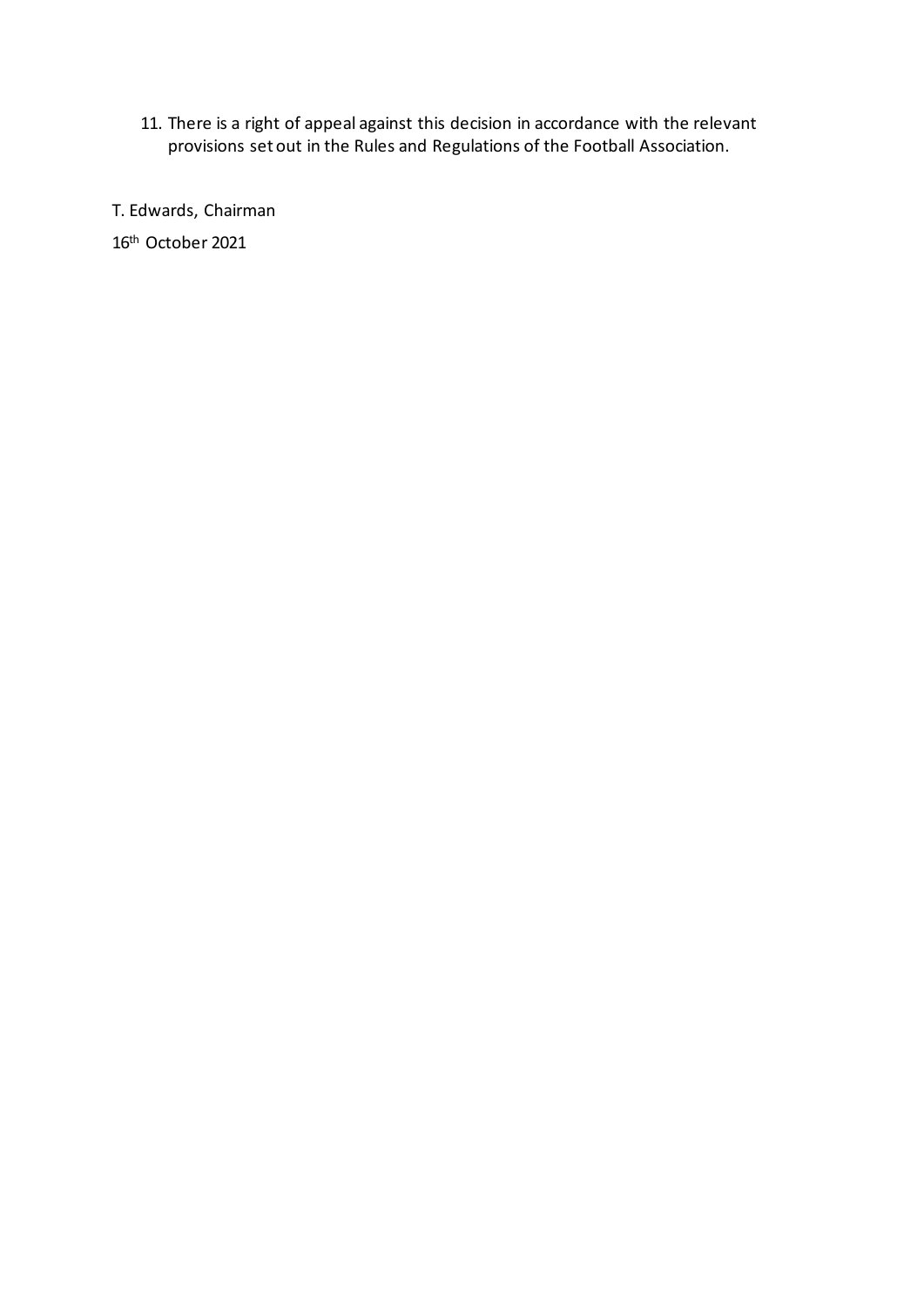11. There is a right of appeal against this decision in accordance with the relevant provisions set out in the Rules and Regulations of the Football Association.

T. Edwards, Chairman

16th October 2021